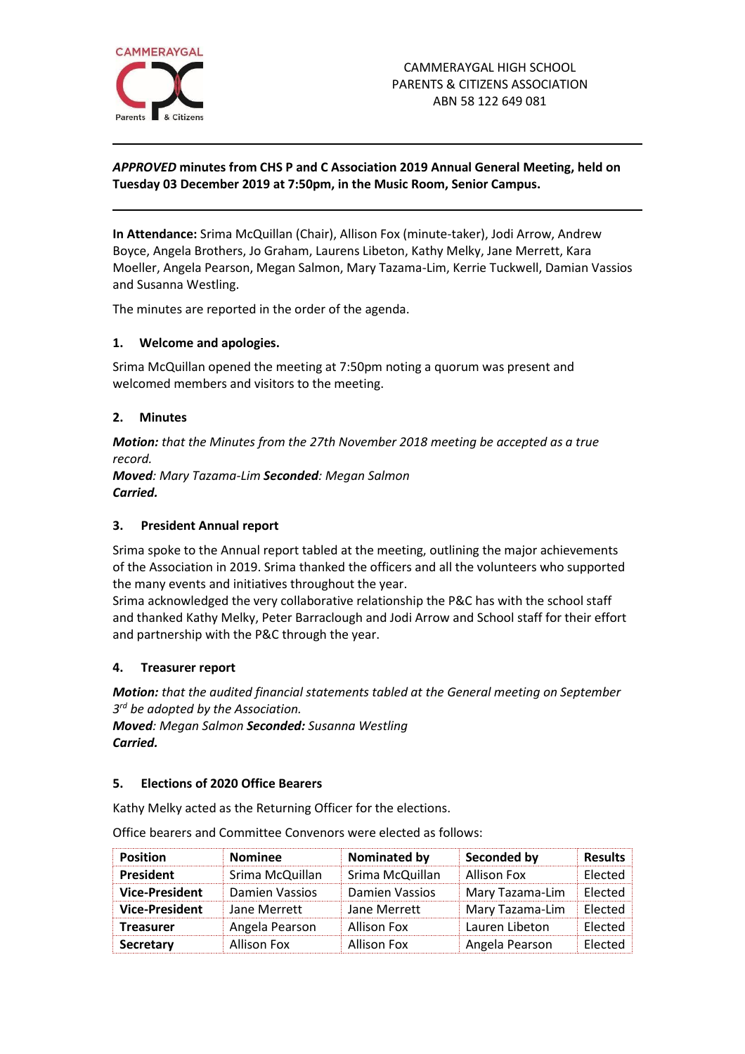CAMMERAYGAL HIGH SCHOOL
PARENTS & CITIZENS ASSOCIATION
ABN 58 122 649 081

---

***APPROVED* minutes from CHS P and C Association 2019 Annual General Meeting, held on Tuesday 03 December 2019 at 7:50pm, in the Music Room, Senior Campus.**

---

**In Attendance:** Srima McQuillan (Chair), Allison Fox (minute-taker), Jodi Arrow, Andrew Boyce, Angela Brothers, Jo Graham, Laurens Libeton, Kathy Melky, Jane Merrett, Kara Moeller, Angela Pearson, Megan Salmon, Mary Tazama-Lim, Kerrie Tuckwell, Damian Vassios and Susanna Westling.

The minutes are reported in the order of the agenda.

## 1. Welcome and apologies.

Srima McQuillan opened the meeting at 7:50pm noting a quorum was present and welcomed members and visitors to the meeting.

## 2. Minutes

***Motion:*** *that the Minutes from the 27th November 2018 meeting be accepted as a true record.*
***Moved****: Mary Tazama-Lim* ***Seconded****: Megan Salmon*
***Carried.***

## 3. President Annual report

Srima spoke to the Annual report tabled at the meeting, outlining the major achievements of the Association in 2019. Srima thanked the officers and all the volunteers who supported the many events and initiatives throughout the year.
Srima acknowledged the very collaborative relationship the P&C has with the school staff and thanked Kathy Melky, Peter Barraclough and Jodi Arrow and School staff for their effort and partnership with the P&C through the year.

## 4. Treasurer report

***Motion:*** *that the audited financial statements tabled at the General meeting on September 3rd be adopted by the Association.*
***Moved****: Megan Salmon* ***Seconded:*** *Susanna Westling*
***Carried.***

## 5. Elections of 2020 Office Bearers

Kathy Melky acted as the Returning Officer for the elections.

Office bearers and Committee Convenors were elected as follows:

| Position | Nominee | Nominated by | Seconded by | Results |
|---|---|---|---|---|
| **President** | Srima McQuillan | Srima McQuillan | Allison Fox | Elected |
| **Vice-President** | Damien Vassios | Damien Vassios | Mary Tazama-Lim | Elected |
| **Vice-President** | Jane Merrett | Jane Merrett | Mary Tazama-Lim | Elected |
| **Treasurer** | Angela Pearson | Allison Fox | Lauren Libeton | Elected |
| **Secretary** | Allison Fox | Allison Fox | Angela Pearson | Elected |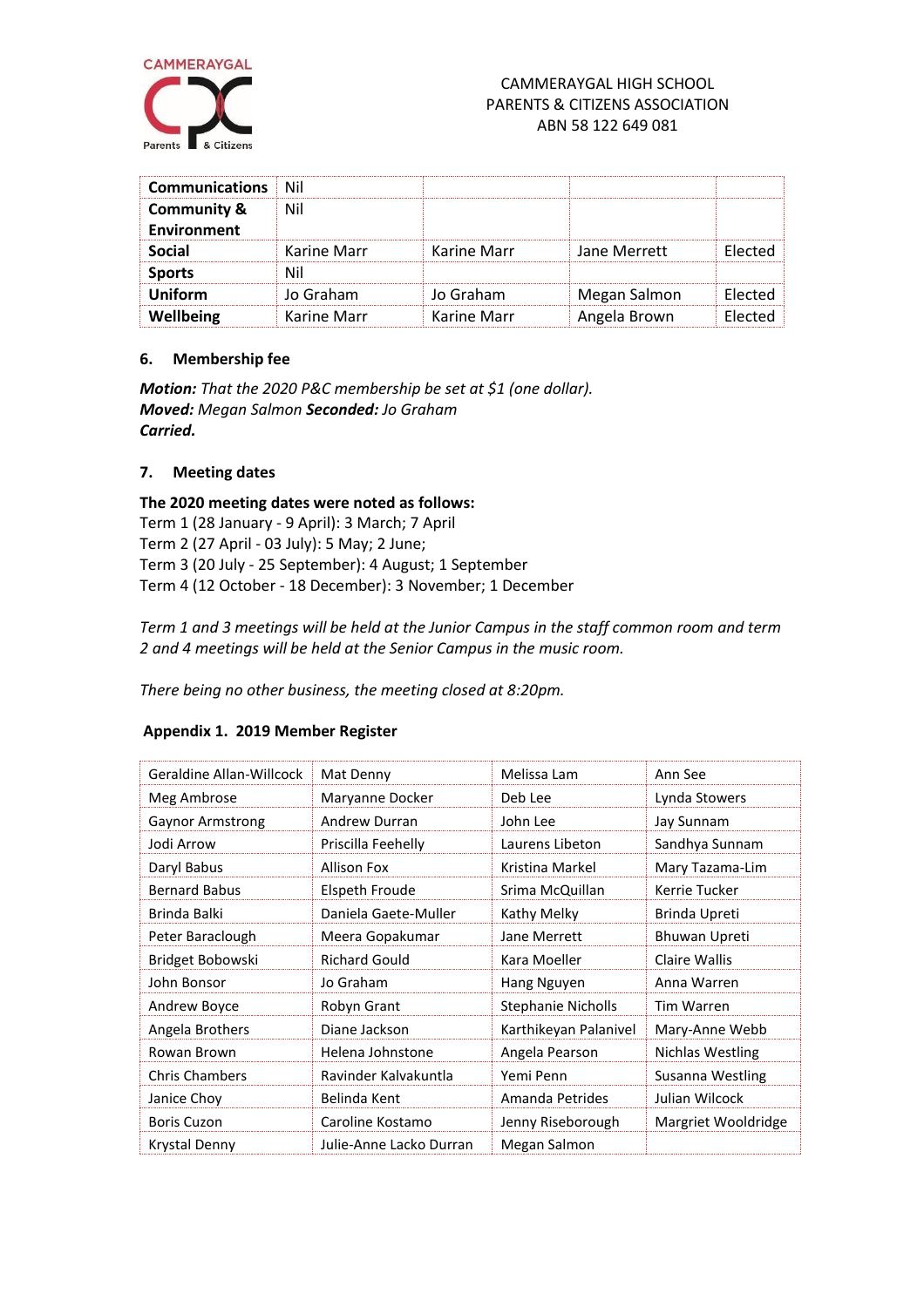| Communications | Nil | | | |
|---|---|---|---|---|
| Community & Environment | Nil | | | |
| Social | Karine Marr | Karine Marr | Jane Merrett | Elected |
| Sports | Nil | | | |
| Uniform | Jo Graham | Jo Graham | Megan Salmon | Elected |
| Wellbeing | Karine Marr | Karine Marr | Angela Brown | Elected |

### 6. Membership fee

***Motion:*** *That the 2020 P&C membership be set at $1 (one dollar).*
***Moved:*** *Megan Salmon* ***Seconded:*** *Jo Graham*
***Carried.***

### 7. Meeting dates

**The 2020 meeting dates were noted as follows:**
Term 1 (28 January - 9 April): 3 March; 7 April
Term 2 (27 April - 03 July): 5 May; 2 June;
Term 3 (20 July - 25 September): 4 August; 1 September
Term 4 (12 October - 18 December): 3 November; 1 December

*Term 1 and 3 meetings will be held at the Junior Campus in the staff common room and term 2 and 4 meetings will be held at the Senior Campus in the music room.*

*There being no other business, the meeting closed at 8:20pm.*

### Appendix 1. 2019 Member Register

| | | | |
|---|---|---|---|
| Geraldine Allan-Willcock | Mat Denny | Melissa Lam | Ann See |
| Meg Ambrose | Maryanne Docker | Deb Lee | Lynda Stowers |
| Gaynor Armstrong | Andrew Durran | John Lee | Jay Sunnam |
| Jodi Arrow | Priscilla Feehelly | Laurens Libeton | Sandhya Sunnam |
| Daryl Babus | Allison Fox | Kristina Markel | Mary Tazama-Lim |
| Bernard Babus | Elspeth Froude | Srima McQuillan | Kerrie Tucker |
| Brinda Balki | Daniela Gaete-Muller | Kathy Melky | Brinda Upreti |
| Peter Baraclough | Meera Gopakumar | Jane Merrett | Bhuwan Upreti |
| Bridget Bobowski | Richard Gould | Kara Moeller | Claire Wallis |
| John Bonsor | Jo Graham | Hang Nguyen | Anna Warren |
| Andrew Boyce | Robyn Grant | Stephanie Nicholls | Tim Warren |
| Angela Brothers | Diane Jackson | Karthikeyan Palanivel | Mary-Anne Webb |
| Rowan Brown | Helena Johnstone | Angela Pearson | Nichlas Westling |
| Chris Chambers | Ravinder Kalvakuntla | Yemi Penn | Susanna Westling |
| Janice Choy | Belinda Kent | Amanda Petrides | Julian Wilcock |
| Boris Cuzon | Caroline Kostamo | Jenny Riseborough | Margriet Wooldridge |
| Krystal Denny | Julie-Anne Lacko Durran | Megan Salmon | |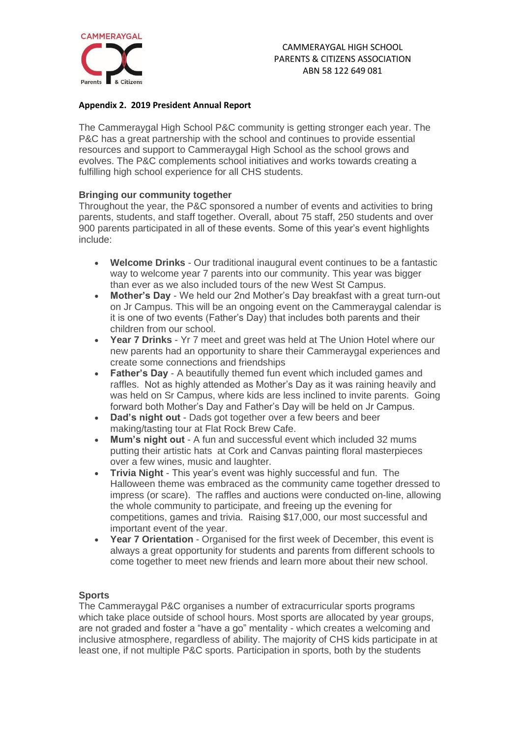CAMMERAYGAL HIGH SCHOOL
PARENTS & CITIZENS ASSOCIATION
ABN 58 122 649 081

**Appendix 2. 2019 President Annual Report**

The Cammeraygal High School P&C community is getting stronger each year. The P&C has a great partnership with the school and continues to provide essential resources and support to Cammeraygal High School as the school grows and evolves. The P&C complements school initiatives and works towards creating a fulfilling high school experience for all CHS students.

**Bringing our community together**

Throughout the year, the P&C sponsored a number of events and activities to bring parents, students, and staff together. Overall, about 75 staff, 250 students and over 900 parents participated in all of these events. Some of this year's event highlights include:

- **Welcome Drinks** - Our traditional inaugural event continues to be a fantastic way to welcome year 7 parents into our community. This year was bigger than ever as we also included tours of the new West St Campus.
- **Mother's Day** - We held our 2nd Mother's Day breakfast with a great turn-out on Jr Campus. This will be an ongoing event on the Cammeraygal calendar is it is one of two events (Father's Day) that includes both parents and their children from our school.
- **Year 7 Drinks** - Yr 7 meet and greet was held at The Union Hotel where our new parents had an opportunity to share their Cammeraygal experiences and create some connections and friendships
- **Father's Day** - A beautifully themed fun event which included games and raffles. Not as highly attended as Mother's Day as it was raining heavily and was held on Sr Campus, where kids are less inclined to invite parents. Going forward both Mother's Day and Father's Day will be held on Jr Campus.
- **Dad's night out** - Dads got together over a few beers and beer making/tasting tour at Flat Rock Brew Cafe.
- **Mum's night out** - A fun and successful event which included 32 mums putting their artistic hats at Cork and Canvas painting floral masterpieces over a few wines, music and laughter.
- **Trivia Night** - This year's event was highly successful and fun. The Halloween theme was embraced as the community came together dressed to impress (or scare). The raffles and auctions were conducted on-line, allowing the whole community to participate, and freeing up the evening for competitions, games and trivia. Raising $17,000, our most successful and important event of the year.
- **Year 7 Orientation** - Organised for the first week of December, this event is always a great opportunity for students and parents from different schools to come together to meet new friends and learn more about their new school.

**Sports**

The Cammeraygal P&C organises a number of extracurricular sports programs which take place outside of school hours. Most sports are allocated by year groups, are not graded and foster a "have a go" mentality - which creates a welcoming and inclusive atmosphere, regardless of ability. The majority of CHS kids participate in at least one, if not multiple P&C sports. Participation in sports, both by the students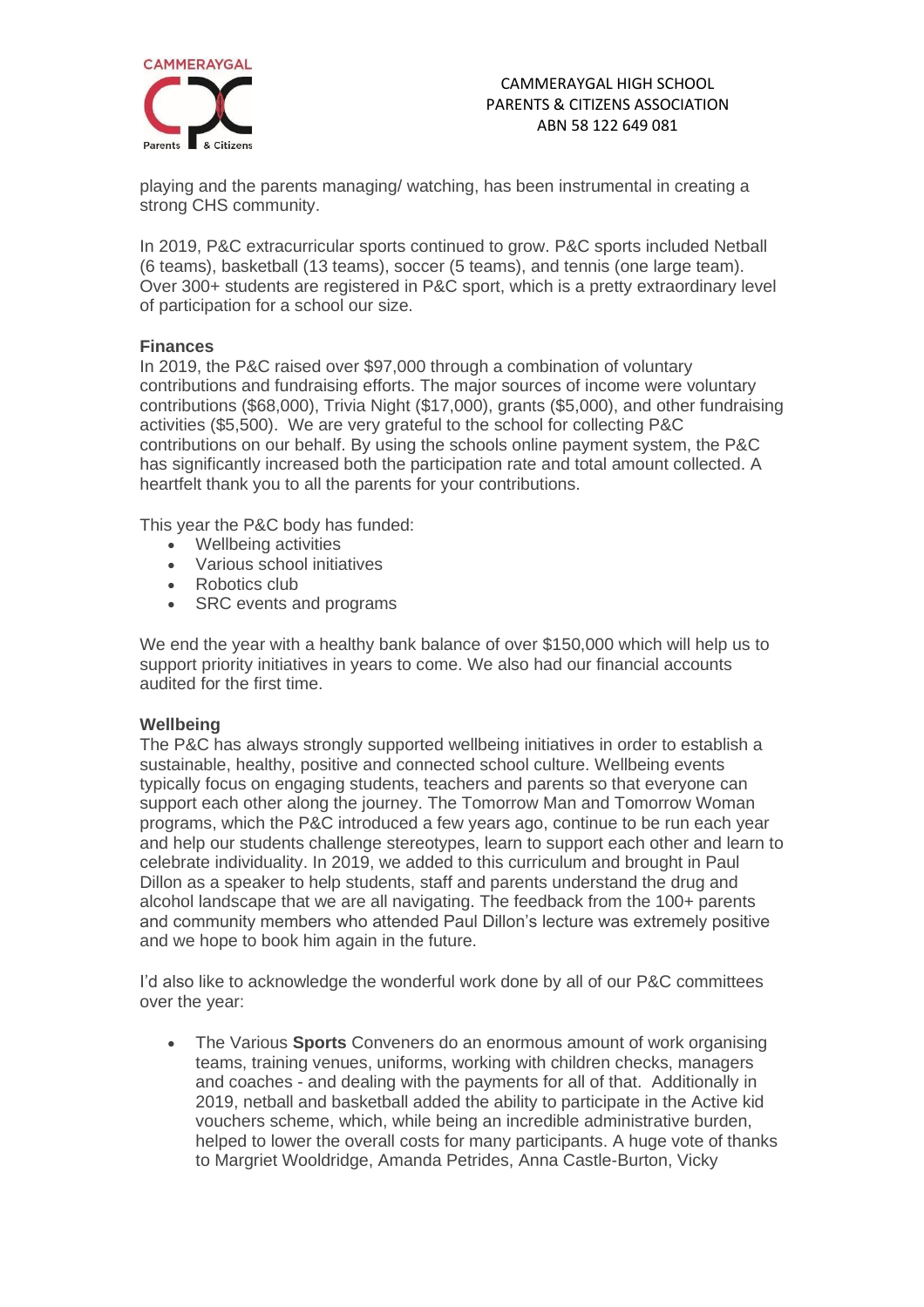playing and the parents managing/ watching, has been instrumental in creating a strong CHS community.

In 2019, P&C extracurricular sports continued to grow. P&C sports included Netball (6 teams), basketball (13 teams), soccer (5 teams), and tennis (one large team). Over 300+ students are registered in P&C sport, which is a pretty extraordinary level of participation for a school our size.

**Finances**

In 2019, the P&C raised over $97,000 through a combination of voluntary contributions and fundraising efforts. The major sources of income were voluntary contributions ($68,000), Trivia Night ($17,000), grants ($5,000), and other fundraising activities ($5,500). We are very grateful to the school for collecting P&C contributions on our behalf. By using the schools online payment system, the P&C has significantly increased both the participation rate and total amount collected. A heartfelt thank you to all the parents for your contributions.

This year the P&C body has funded:

- Wellbeing activities
- Various school initiatives
- Robotics club
- SRC events and programs

We end the year with a healthy bank balance of over $150,000 which will help us to support priority initiatives in years to come. We also had our financial accounts audited for the first time.

**Wellbeing**

The P&C has always strongly supported wellbeing initiatives in order to establish a sustainable, healthy, positive and connected school culture. Wellbeing events typically focus on engaging students, teachers and parents so that everyone can support each other along the journey. The Tomorrow Man and Tomorrow Woman programs, which the P&C introduced a few years ago, continue to be run each year and help our students challenge stereotypes, learn to support each other and learn to celebrate individuality. In 2019, we added to this curriculum and brought in Paul Dillon as a speaker to help students, staff and parents understand the drug and alcohol landscape that we are all navigating. The feedback from the 100+ parents and community members who attended Paul Dillon's lecture was extremely positive and we hope to book him again in the future.

I'd also like to acknowledge the wonderful work done by all of our P&C committees over the year:

- The Various **Sports** Conveners do an enormous amount of work organising teams, training venues, uniforms, working with children checks, managers and coaches - and dealing with the payments for all of that. Additionally in 2019, netball and basketball added the ability to participate in the Active kid vouchers scheme, which, while being an incredible administrative burden, helped to lower the overall costs for many participants. A huge vote of thanks to Margriet Wooldridge, Amanda Petrides, Anna Castle-Burton, Vicky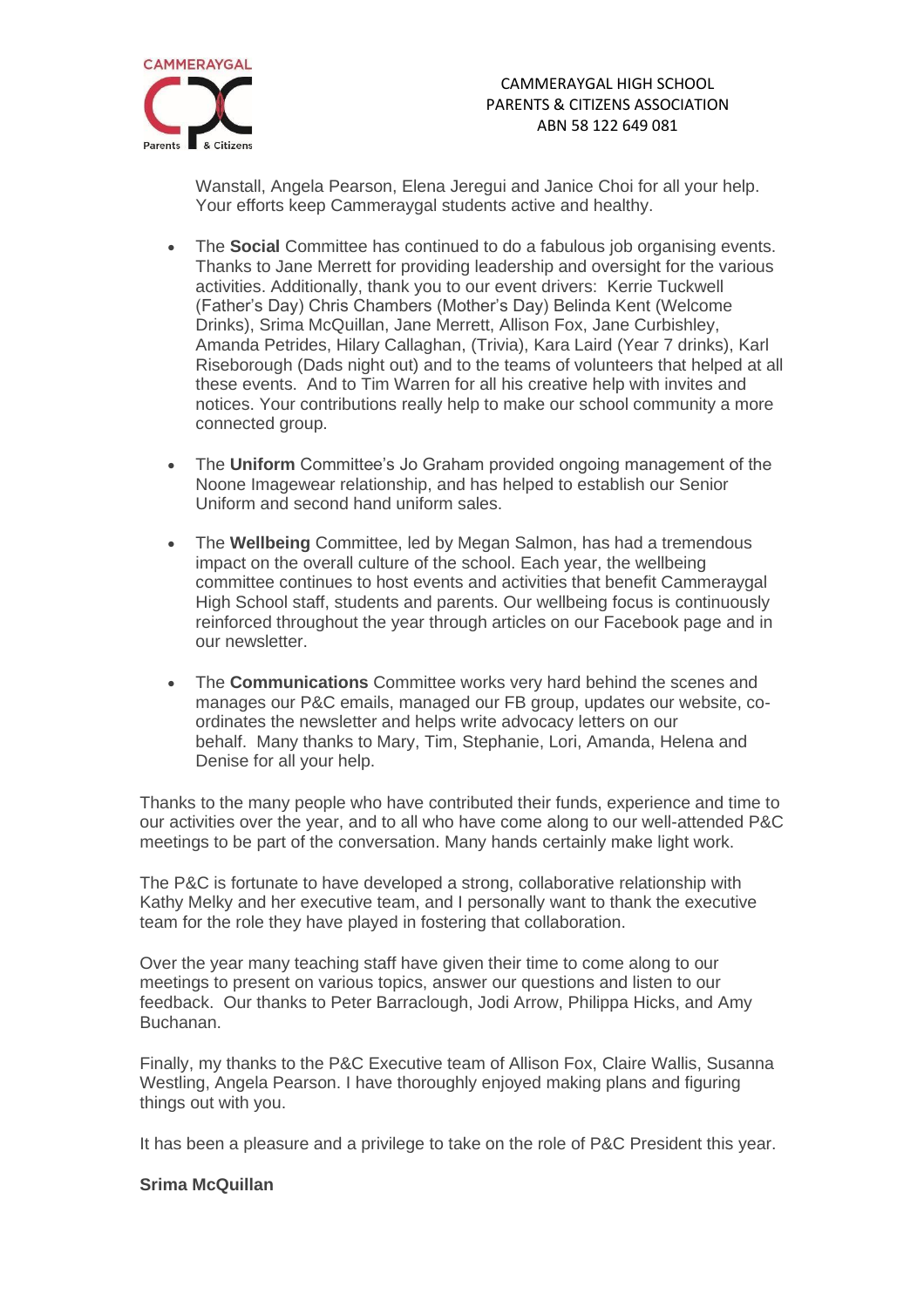Wanstall, Angela Pearson, Elena Jeregui and Janice Choi for all your help. Your efforts keep Cammeraygal students active and healthy.

- The **Social** Committee has continued to do a fabulous job organising events. Thanks to Jane Merrett for providing leadership and oversight for the various activities. Additionally, thank you to our event drivers: Kerrie Tuckwell (Father's Day) Chris Chambers (Mother's Day) Belinda Kent (Welcome Drinks), Srima McQuillan, Jane Merrett, Allison Fox, Jane Curbishley, Amanda Petrides, Hilary Callaghan, (Trivia), Kara Laird (Year 7 drinks), Karl Riseborough (Dads night out) and to the teams of volunteers that helped at all these events. And to Tim Warren for all his creative help with invites and notices. Your contributions really help to make our school community a more connected group.

- The **Uniform** Committee's Jo Graham provided ongoing management of the Noone Imagewear relationship, and has helped to establish our Senior Uniform and second hand uniform sales.

- The **Wellbeing** Committee, led by Megan Salmon, has had a tremendous impact on the overall culture of the school. Each year, the wellbeing committee continues to host events and activities that benefit Cammeraygal High School staff, students and parents. Our wellbeing focus is continuously reinforced throughout the year through articles on our Facebook page and in our newsletter.

- The **Communications** Committee works very hard behind the scenes and manages our P&C emails, managed our FB group, updates our website, co-ordinates the newsletter and helps write advocacy letters on our behalf. Many thanks to Mary, Tim, Stephanie, Lori, Amanda, Helena and Denise for all your help.

Thanks to the many people who have contributed their funds, experience and time to our activities over the year, and to all who have come along to our well-attended P&C meetings to be part of the conversation. Many hands certainly make light work.

The P&C is fortunate to have developed a strong, collaborative relationship with Kathy Melky and her executive team, and I personally want to thank the executive team for the role they have played in fostering that collaboration.

Over the year many teaching staff have given their time to come along to our meetings to present on various topics, answer our questions and listen to our feedback. Our thanks to Peter Barraclough, Jodi Arrow, Philippa Hicks, and Amy Buchanan.

Finally, my thanks to the P&C Executive team of Allison Fox, Claire Wallis, Susanna Westling, Angela Pearson. I have thoroughly enjoyed making plans and figuring things out with you.

It has been a pleasure and a privilege to take on the role of P&C President this year.

**Srima McQuillan**